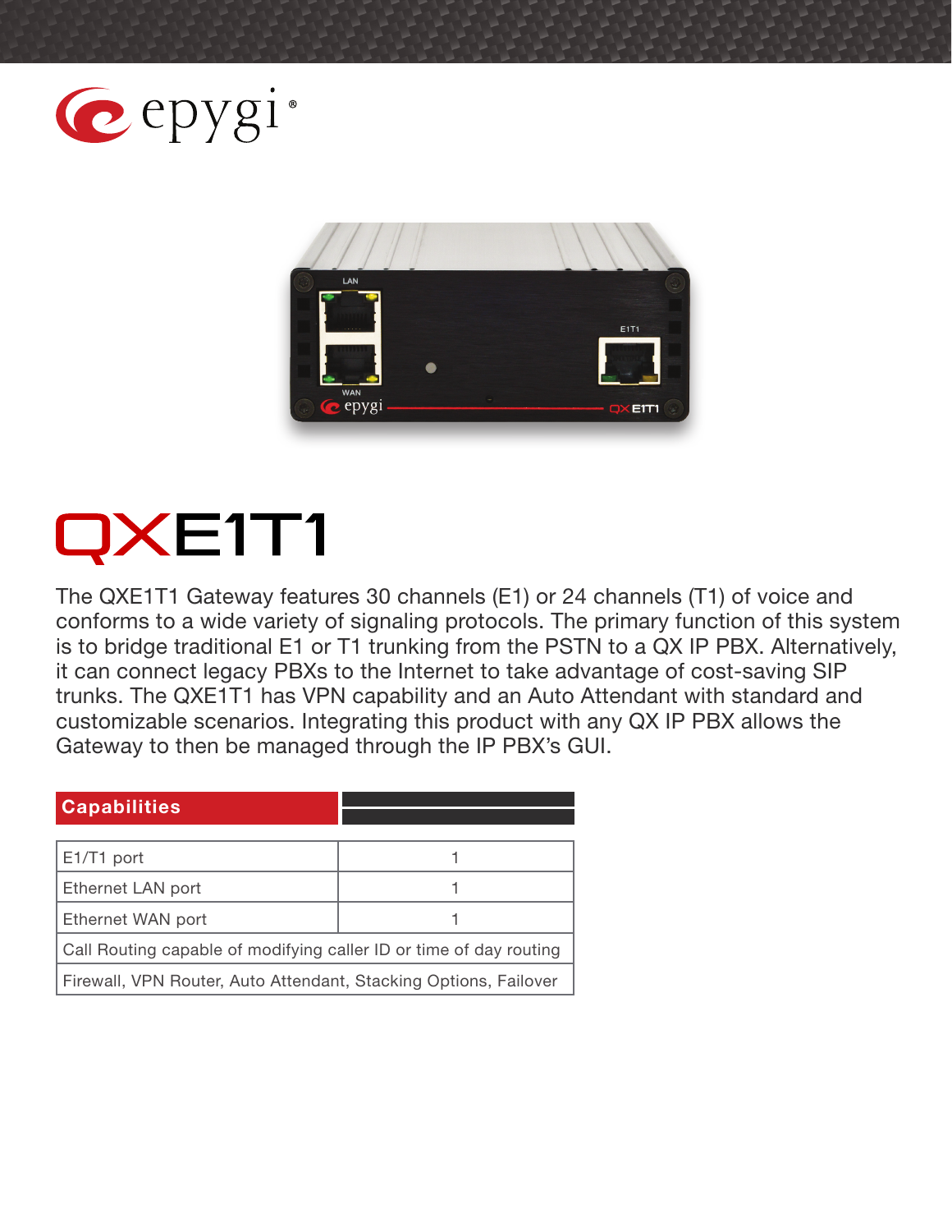epygi®

# QXE1T1

The QXE1T1 Gateway features 30 channels (E1) or 24 channels (T1) of voice and conforms to a wide variety of signaling protocols. The primary function of this system is to bridge traditional E1 or T1 trunking from the PSTN to a QX IP PBX. Alternatively, it can connect legacy PBXs to the Internet to take advantage of cost-saving SIP trunks. The QXE1T1 has VPN capability and an Auto Attendant with standard and customizable scenarios. Integrating this product with any QX IP PBX allows the Gateway to then be managed through the IP PBX's GUI.

| Capabilities | |
|---|---|
| E1/T1 port | 1 |
| Ethernet LAN port | 1 |
| Ethernet WAN port | 1 |
| Call Routing capable of modifying caller ID or time of day routing | |
| Firewall, VPN Router, Auto Attendant, Stacking Options, Failover | |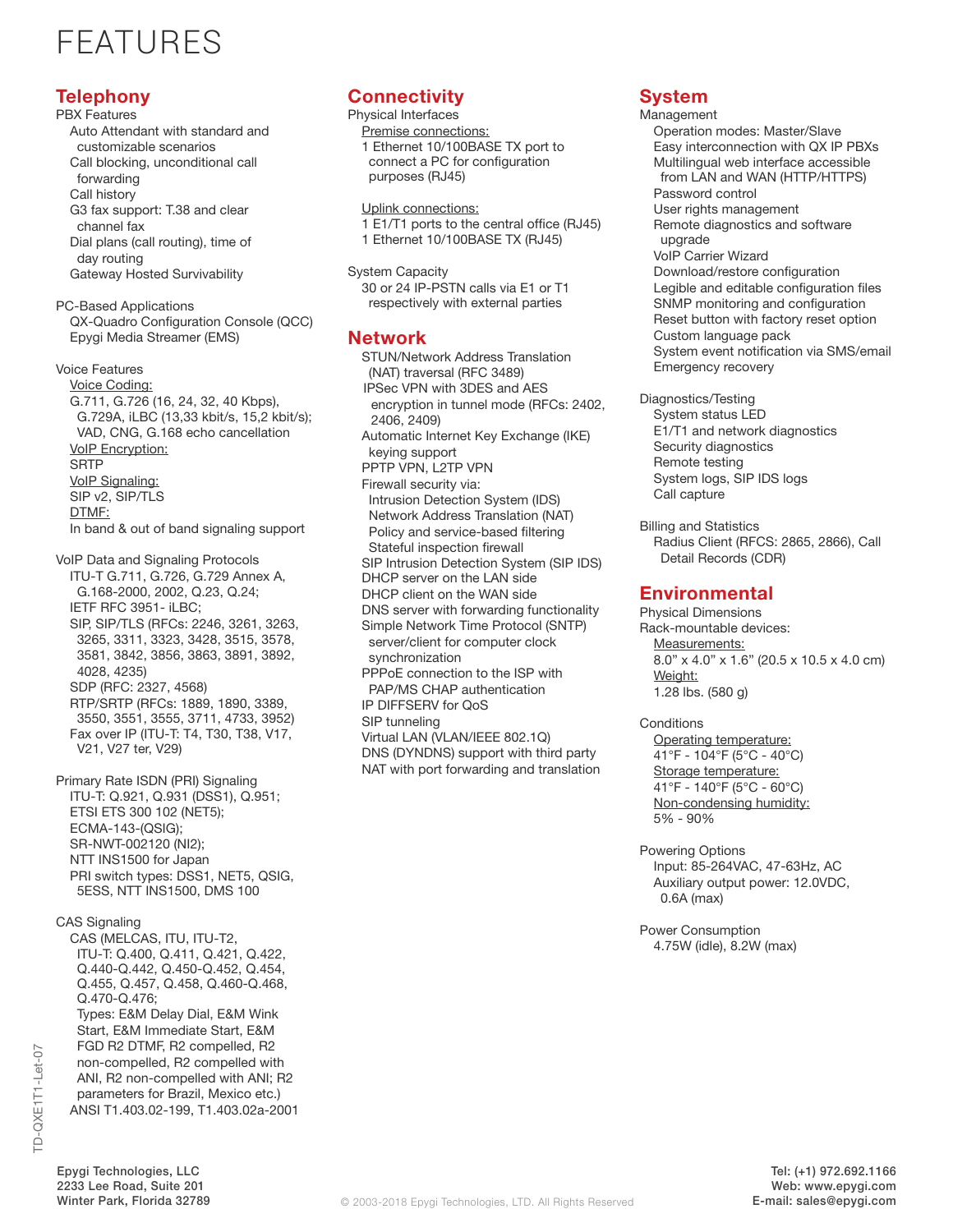# FEATURES

## Telephony

PBX Features

- Auto Attendant with standard and customizable scenarios
- Call blocking, unconditional call forwarding
- Call history
- G3 fax support: T.38 and clear channel fax
- Dial plans (call routing), time of day routing
- Gateway Hosted Survivability

PC-Based Applications

- QX-Quadro Configuration Console (QCC)
- Epygi Media Streamer (EMS)

Voice Features

Voice Coding:
G.711, G.726 (16, 24, 32, 40 Kbps), G.729A, iLBC (13,33 kbit/s, 15,2 kbit/s); VAD, CNG, G.168 echo cancellation

VoIP Encryption:
SRTP

VoIP Signaling:
SIP v2, SIP/TLS

DTMF:
In band & out of band signaling support

VoIP Data and Signaling Protocols

- ITU-T G.711, G.726, G.729 Annex A, G.168-2000, 2002, Q.23, Q.24;
- IETF RFC 3951- iLBC;
- SIP, SIP/TLS (RFCs: 2246, 3261, 3263, 3265, 3311, 3323, 3428, 3515, 3578, 3581, 3842, 3856, 3863, 3891, 3892, 4028, 4235)
- SDP (RFC: 2327, 4568)
- RTP/SRTP (RFCs: 1889, 1890, 3389, 3550, 3551, 3555, 3711, 4733, 3952)
- Fax over IP (ITU-T: T4, T30, T38, V17, V21, V27 ter, V29)

Primary Rate ISDN (PRI) Signaling

- ITU-T: Q.921, Q.931 (DSS1), Q.951;
- ETSI ETS 300 102 (NET5);
- ECMA-143-(QSIG);
- SR-NWT-002120 (NI2);
- NTT INS1500 for Japan
- PRI switch types: DSS1, NET5, QSIG, 5ESS, NTT INS1500, DMS 100

CAS Signaling

- CAS (MELCAS, ITU, ITU-T2, ITU-T: Q.400, Q.411, Q.421, Q.422, Q.440-Q.442, Q.450-Q.452, Q.454, Q.455, Q.457, Q.458, Q.460-Q.468, Q.470-Q.476; Types: E&M Delay Dial, E&M Wink Start, E&M Immediate Start, E&M FGD R2 DTMF, R2 compelled, R2 non-compelled, R2 compelled with ANI, R2 non-compelled with ANI; R2 parameters for Brazil, Mexico etc.)
- ANSI T1.403.02-199, T1.403.02a-2001

## Connectivity

Physical Interfaces

Premise connections:
1 Ethernet 10/100BASE TX port to connect a PC for configuration purposes (RJ45)

Uplink connections:
1 E1/T1 ports to the central office (RJ45)
1 Ethernet 10/100BASE TX (RJ45)

System Capacity

- 30 or 24 IP-PSTN calls via E1 or T1 respectively with external parties

## Network

- STUN/Network Address Translation (NAT) traversal (RFC 3489)
- IPSec VPN with 3DES and AES encryption in tunnel mode (RFCs: 2402, 2406, 2409)
- Automatic Internet Key Exchange (IKE) keying support
- PPTP VPN, L2TP VPN
- Firewall security via:
  - Intrusion Detection System (IDS)
  - Network Address Translation (NAT)
  - Policy and service-based filtering
  - Stateful inspection firewall
- SIP Intrusion Detection System (SIP IDS)
- DHCP server on the LAN side
- DHCP client on the WAN side
- DNS server with forwarding functionality
- Simple Network Time Protocol (SNTP) server/client for computer clock synchronization
- PPPoE connection to the ISP with PAP/MS CHAP authentication
- IP DIFFSERV for QoS
- SIP tunneling
- Virtual LAN (VLAN/IEEE 802.1Q)
- DNS (DYNDNS) support with third party
- NAT with port forwarding and translation

## System

Management

- Operation modes: Master/Slave
- Easy interconnection with QX IP PBXs
- Multilingual web interface accessible from LAN and WAN (HTTP/HTTPS)
- Password control
- User rights management
- Remote diagnostics and software upgrade
- VoIP Carrier Wizard
- Download/restore configuration
- Legible and editable configuration files
- SNMP monitoring and configuration
- Reset button with factory reset option
- Custom language pack
- System event notification via SMS/email
- Emergency recovery

Diagnostics/Testing

- System status LED
- E1/T1 and network diagnostics
- Security diagnostics
- Remote testing
- System logs, SIP IDS logs
- Call capture

Billing and Statistics

- Radius Client (RFCS: 2865, 2866), Call Detail Records (CDR)

## Environmental

Physical Dimensions

Rack-mountable devices:

Measurements:
8.0” x 4.0” x 1.6” (20.5 x 10.5 x 4.0 cm)

Weight:
1.28 lbs. (580 g)

Conditions

Operating temperature:
41°F - 104°F (5°C - 40°C)

Storage temperature:
41°F - 140°F (5°C - 60°C)

Non-condensing humidity:
5% - 90%

Powering Options

- Input: 85-264VAC, 47-63Hz, AC
- Auxiliary output power: 12.0VDC, 0.6A (max)

Power Consumption

- 4.75W (idle), 8.2W (max)

TD-QXE1T1-Let-07

**Epygi Technologies, LLC**
**2233 Lee Road, Suite 201**
**Winter Park, Florida 32789**

© 2003-2018 Epygi Technologies, LTD. All Rights Reserved

**Tel: (+1) 972.692.1166**
**Web: www.epygi.com**
**E-mail: sales@epygi.com**